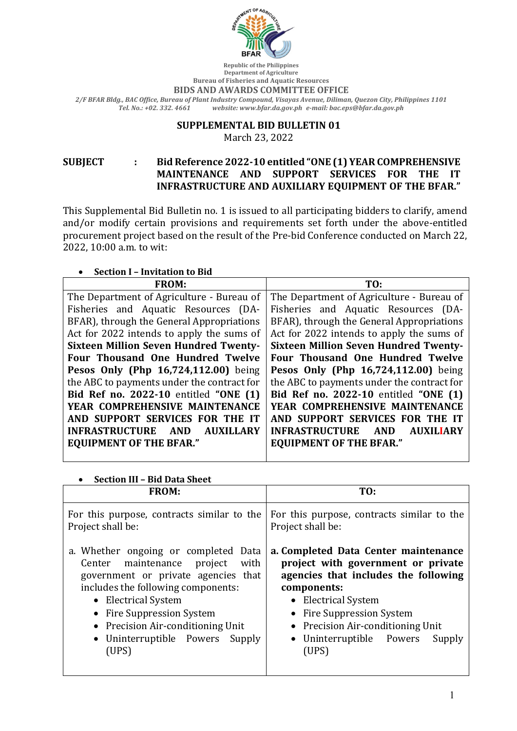Republic of the Philippines
Department of Agriculture
Bureau of Fisheries and Aquatic Resources
**BIDS AND AWARDS COMMITTEE OFFICE**
*2/F BFAR Bldg., BAC Office, Bureau of Plant Industry Compound, Visayas Avenue, Diliman, Quezon City, Philippines 1101*
*Tel. No.: +02. 332. 4661 website: www.bfar.da.gov.ph e-mail: bac.eps@bfar.da.gov.ph*

**SUPPLEMENTAL BID BULLETIN 01**
March 23, 2022

**SUBJECT : Bid Reference 2022-10 entitled "ONE (1) YEAR COMPREHENSIVE MAINTENANCE AND SUPPORT SERVICES FOR THE IT INFRASTRUCTURE AND AUXILIARY EQUIPMENT OF THE BFAR."**

This Supplemental Bid Bulletin no. 1 is issued to all participating bidders to clarify, amend and/or modify certain provisions and requirements set forth under the above-entitled procurement project based on the result of the Pre-bid Conference conducted on March 22, 2022, 10:00 a.m. to wit:

- **Section I – Invitation to Bid**

| FROM: | TO: |
|---|---|
| The Department of Agriculture - Bureau of Fisheries and Aquatic Resources (DA-BFAR), through the General Appropriations Act for 2022 intends to apply the sums of **Sixteen Million Seven Hundred Twenty-Four Thousand One Hundred Twelve Pesos Only (Php 16,724,112.00)** being the ABC to payments under the contract for **Bid Ref no. 2022-10** entitled **"ONE (1) YEAR COMPREHENSIVE MAINTENANCE AND SUPPORT SERVICES FOR THE IT INFRASTRUCTURE AND AUXILLARY EQUIPMENT OF THE BFAR."** | The Department of Agriculture - Bureau of Fisheries and Aquatic Resources (DA-BFAR), through the General Appropriations Act for 2022 intends to apply the sums of **Sixteen Million Seven Hundred Twenty-Four Thousand One Hundred Twelve Pesos Only (Php 16,724,112.00)** being the ABC to payments under the contract for **Bid Ref no. 2022-10** entitled **"ONE (1) YEAR COMPREHENSIVE MAINTENANCE AND SUPPORT SERVICES FOR THE IT INFRASTRUCTURE AND AUXILIARY EQUIPMENT OF THE BFAR."** |

- **Section III – Bid Data Sheet**

| FROM: | TO: |
|---|---|
| For this purpose, contracts similar to the Project shall be:<br><br>a. Whether ongoing or completed Data Center maintenance project with government or private agencies that includes the following components:<br>• Electrical System<br>• Fire Suppression System<br>• Precision Air-conditioning Unit<br>• Uninterruptible Powers Supply (UPS) | For this purpose, contracts similar to the Project shall be:<br><br>**a. Completed Data Center maintenance project with government or private agencies that includes the following components:**<br>• Electrical System<br>• Fire Suppression System<br>• Precision Air-conditioning Unit<br>• Uninterruptible Powers Supply (UPS) |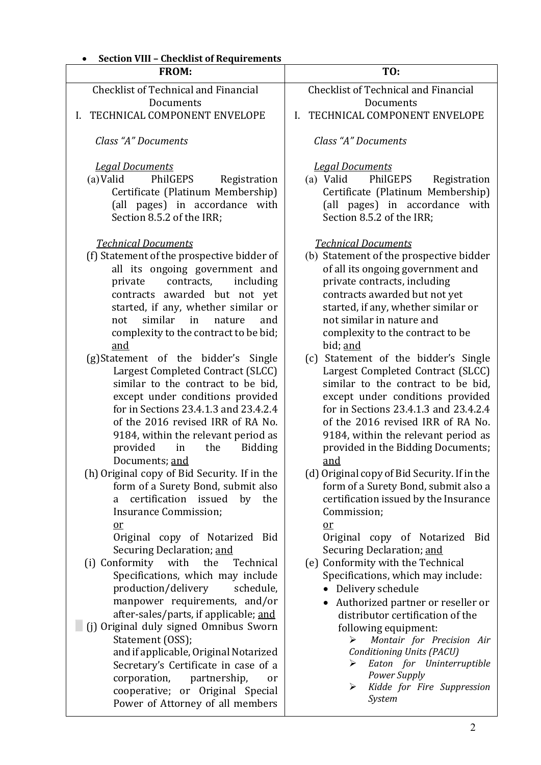- **Section VIII – Checklist of Requirements**

| FROM: | TO: |
|---|---|
| Checklist of Technical and Financial Documents<br>I. TECHNICAL COMPONENT ENVELOPE<br><br>*Class "A" Documents*<br><br>*Legal Documents*<br>(a) Valid PhilGEPS Registration Certificate (Platinum Membership) (all pages) in accordance with Section 8.5.2 of the IRR;<br><br>*Technical Documents*<br>(f) Statement of the prospective bidder of all its ongoing government and private contracts, including contracts awarded but not yet started, if any, whether similar or not similar in nature and complexity to the contract to be bid; <u>and</u><br>(g) Statement of the bidder's Single Largest Completed Contract (SLCC) similar to the contract to be bid, except under conditions provided for in Sections 23.4.1.3 and 23.4.2.4 of the 2016 revised IRR of RA No. 9184, within the relevant period as provided in the Bidding Documents; <u>and</u><br>(h) Original copy of Bid Security. If in the form of a Surety Bond, submit also a certification issued by the Insurance Commission;<br><u>or</u><br>Original copy of Notarized Bid Securing Declaration; <u>and</u><br>(i) Conformity with the Technical Specifications, which may include production/delivery schedule, manpower requirements, and/or after-sales/parts, if applicable; <u>and</u><br>(j) Original duly signed Omnibus Sworn Statement (OSS);<br>and if applicable, Original Notarized Secretary's Certificate in case of a corporation, partnership, or cooperative; or Original Special Power of Attorney of all members | Checklist of Technical and Financial Documents<br>I. TECHNICAL COMPONENT ENVELOPE<br><br>*Class "A" Documents*<br><br>*Legal Documents*<br>(a) Valid PhilGEPS Registration Certificate (Platinum Membership) (all pages) in accordance with Section 8.5.2 of the IRR;<br><br>*Technical Documents*<br>(b) Statement of the prospective bidder of all its ongoing government and private contracts, including contracts awarded but not yet started, if any, whether similar or not similar in nature and complexity to the contract to be bid; <u>and</u><br>(c) Statement of the bidder's Single Largest Completed Contract (SLCC) similar to the contract to be bid, except under conditions provided for in Sections 23.4.1.3 and 23.4.2.4 of the 2016 revised IRR of RA No. 9184, within the relevant period as provided in the Bidding Documents; <u>and</u><br>(d) Original copy of Bid Security. If in the form of a Surety Bond, submit also a certification issued by the Insurance Commission;<br><u>or</u><br>Original copy of Notarized Bid Securing Declaration; <u>and</u><br>(e) Conformity with the Technical Specifications, which may include:<br>• Delivery schedule<br>• Authorized partner or reseller or distributor certification of the following equipment:<br>➢ *Montair for Precision Air Conditioning Units (PACU)*<br>➢ *Eaton for Uninterruptible Power Supply*<br>➢ *Kidde for Fire Suppression System* |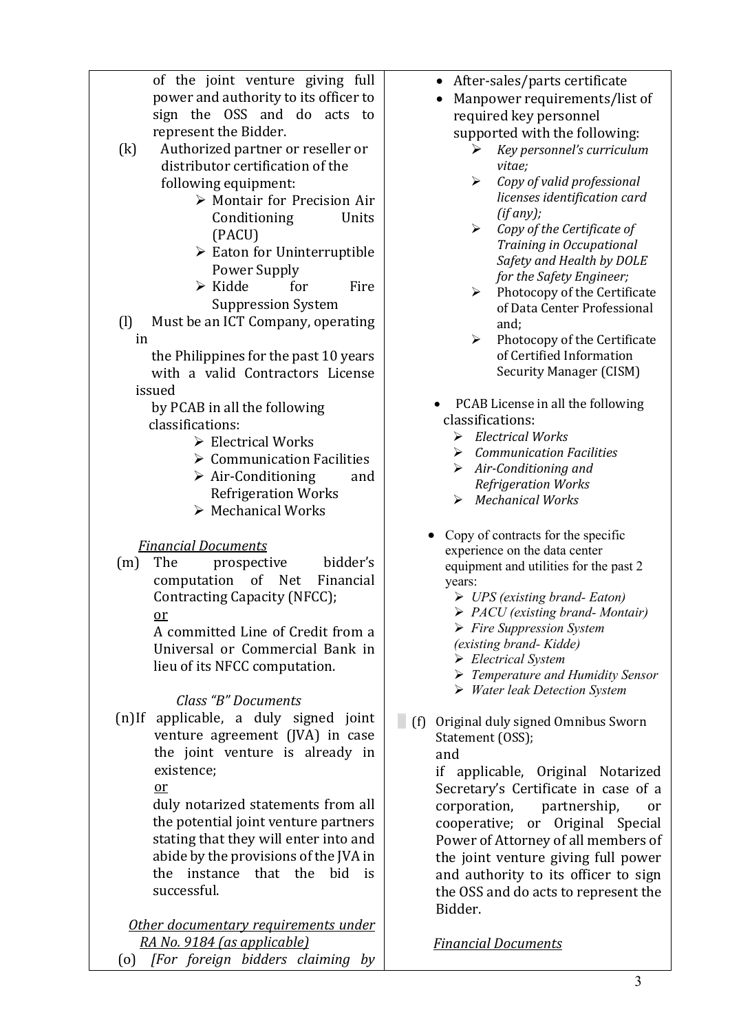| | |
|---|---|
| of the joint venture giving full power and authority to its officer to sign the OSS and do acts to represent the Bidder.<br><br>(k) Authorized partner or reseller or distributor certification of the following equipment:<br>➢ Montair for Precision Air Conditioning Units (PACU)<br>➢ Eaton for Uninterruptible Power Supply<br>➢ Kidde for Fire Suppression System<br><br>(l) Must be an ICT Company, operating in the Philippines for the past 10 years with a valid Contractors License issued by PCAB in all the following classifications:<br>➢ Electrical Works<br>➢ Communication Facilities<br>➢ Air-Conditioning and Refrigeration Works<br>➢ Mechanical Works<br><br>*Financial Documents*<br><br>(m) The prospective bidder's computation of Net Financial Contracting Capacity (NFCC);<br>or<br>A committed Line of Credit from a Universal or Commercial Bank in lieu of its NFCC computation.<br><br>*Class "B" Documents*<br><br>(n) If applicable, a duly signed joint venture agreement (JVA) in case the joint venture is already in existence;<br>or<br>duly notarized statements from all the potential joint venture partners stating that they will enter into and abide by the provisions of the JVA in the instance that the bid is successful.<br><br>*Other documentary requirements under RA No. 9184 (as applicable)*<br><br>(o) *[For foreign bidders claiming by* | • After-sales/parts certificate<br>• Manpower requirements/list of required key personnel supported with the following:<br>➢ *Key personnel's curriculum vitae;*<br>➢ *Copy of valid professional licenses identification card (if any);*<br>➢ *Copy of the Certificate of Training in Occupational Safety and Health by DOLE for the Safety Engineer;*<br>➢ Photocopy of the Certificate of Data Center Professional and;<br>➢ Photocopy of the Certificate of Certified Information Security Manager (CISM)<br><br>• PCAB License in all the following classifications:<br>➢ *Electrical Works*<br>➢ *Communication Facilities*<br>➢ *Air-Conditioning and Refrigeration Works*<br>➢ *Mechanical Works*<br><br>• Copy of contracts for the specific experience on the data center equipment and utilities for the past 2 years:<br>➢ *UPS (existing brand- Eaton)*<br>➢ *PACU (existing brand- Montair)*<br>➢ *Fire Suppression System (existing brand- Kidde)*<br>➢ *Electrical System*<br>➢ *Temperature and Humidity Sensor*<br>➢ *Water leak Detection System*<br><br>(f) Original duly signed Omnibus Sworn Statement (OSS);<br>and<br>if applicable, Original Notarized Secretary's Certificate in case of a corporation, partnership, or cooperative; or Original Special Power of Attorney of all members of the joint venture giving full power and authority to its officer to sign the OSS and do acts to represent the Bidder.<br><br>*Financial Documents* |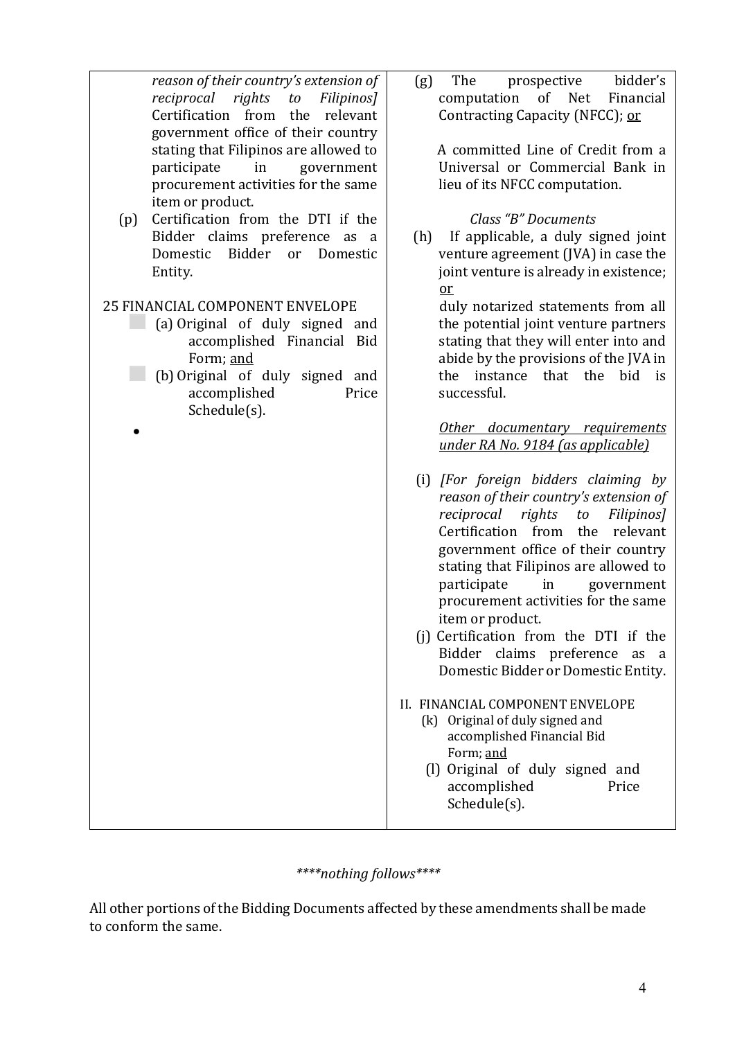| | |
|---|---|
| *reason of their country's extension of reciprocal rights to Filipinos]* Certification from the relevant government office of their country stating that Filipinos are allowed to participate in government procurement activities for the same item or product.<br><br>(p) Certification from the DTI if the Bidder claims preference as a Domestic Bidder or Domestic Entity.<br><br>25 FINANCIAL COMPONENT ENVELOPE<br><br>(a) Original of duly signed and accomplished Financial Bid Form; <u>and</u><br><br>(b) Original of duly signed and accomplished Price Schedule(s).<br><br>• | (g) The prospective bidder's computation of Net Financial Contracting Capacity (NFCC); <u>or</u><br><br>A committed Line of Credit from a Universal or Commercial Bank in lieu of its NFCC computation.<br><br>*Class "B" Documents*<br><br>(h) If applicable, a duly signed joint venture agreement (JVA) in case the joint venture is already in existence; <u>or</u><br><br>duly notarized statements from all the potential joint venture partners stating that they will enter into and abide by the provisions of the JVA in the instance that the bid is successful.<br><br><u>*Other documentary requirements under RA No. 9184 (as applicable)*</u><br><br>(i) *[For foreign bidders claiming by reason of their country's extension of reciprocal rights to Filipinos]* Certification from the relevant government office of their country stating that Filipinos are allowed to participate in government procurement activities for the same item or product.<br><br>(j) Certification from the DTI if the Bidder claims preference as a Domestic Bidder or Domestic Entity.<br><br>II. FINANCIAL COMPONENT ENVELOPE<br><br>(k) Original of duly signed and accomplished Financial Bid Form; <u>and</u><br><br>(l) Original of duly signed and accomplished Price Schedule(s). |

*\*\*\*\*nothing follows\*\*\*\**

All other portions of the Bidding Documents affected by these amendments shall be made to conform the same.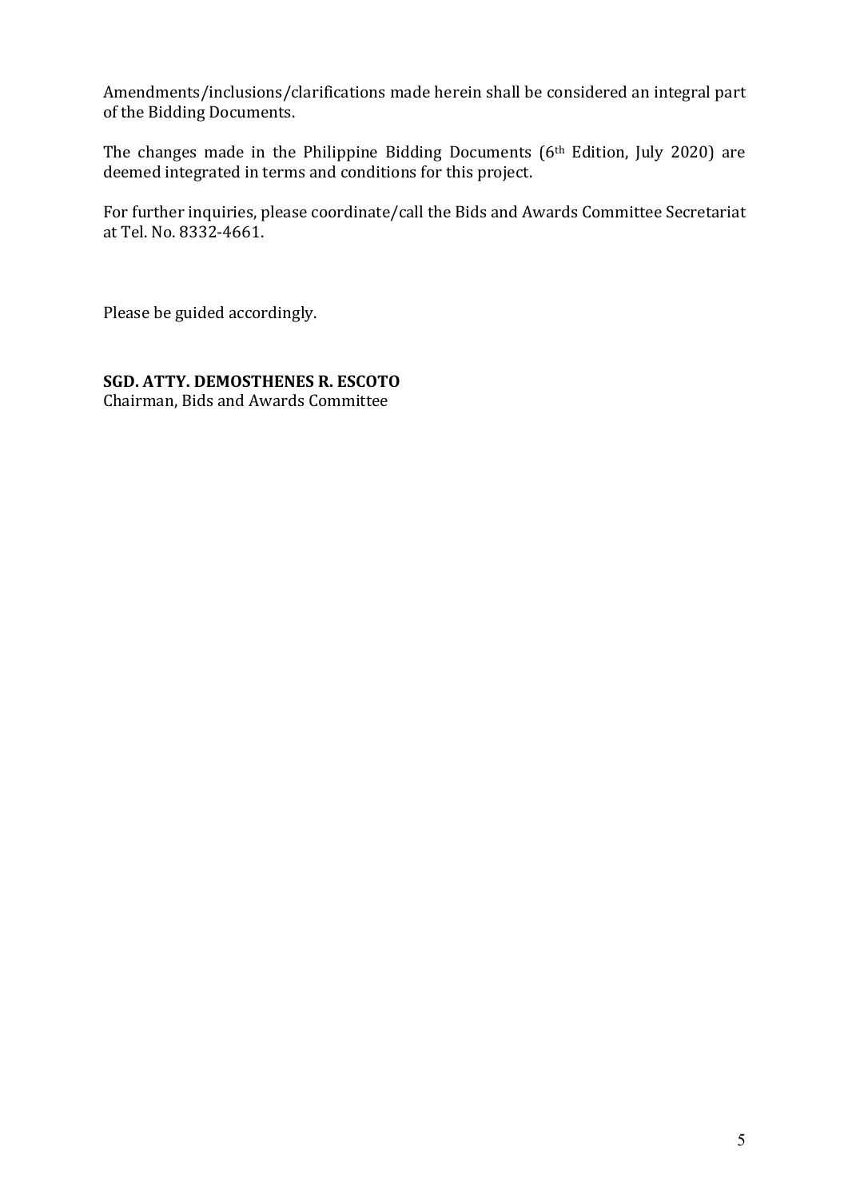Amendments/inclusions/clarifications made herein shall be considered an integral part of the Bidding Documents.

The changes made in the Philippine Bidding Documents (6th Edition, July 2020) are deemed integrated in terms and conditions for this project.

For further inquiries, please coordinate/call the Bids and Awards Committee Secretariat at Tel. No. 8332-4661.

Please be guided accordingly.

**SGD. ATTY. DEMOSTHENES R. ESCOTO**
Chairman, Bids and Awards Committee